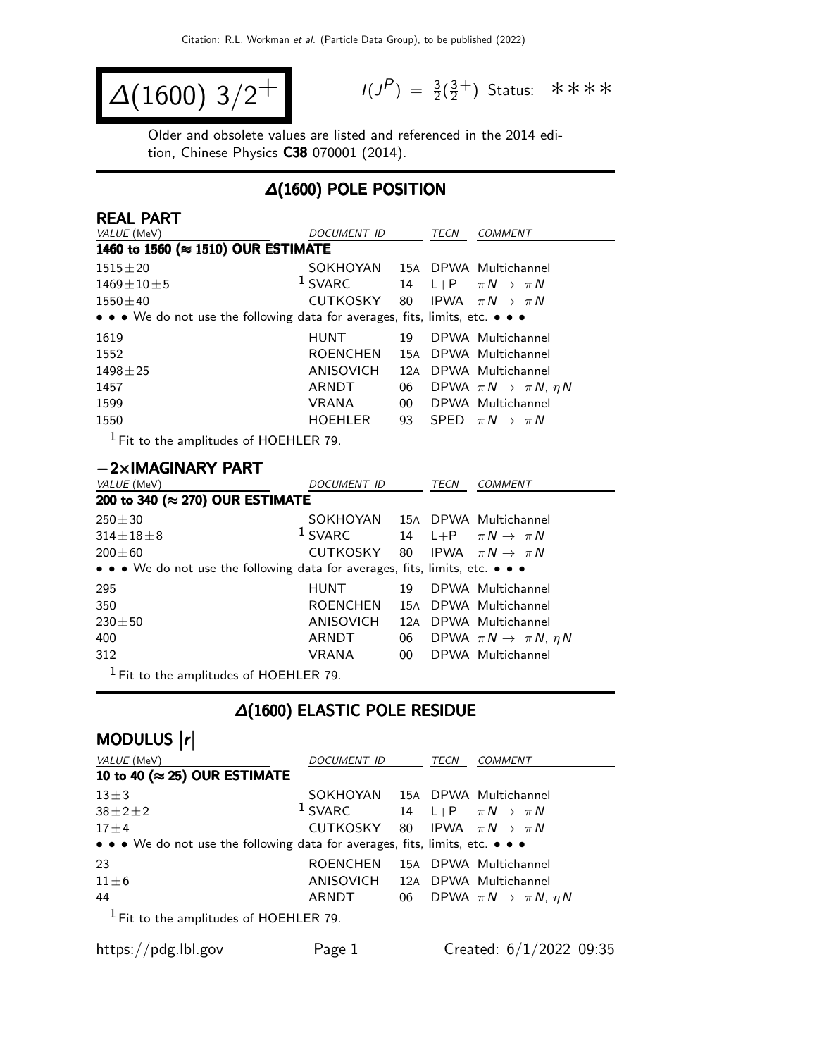# $\Delta(1600)\ 3/2^+$

$I(J^P) = \frac{3}{2}(\frac{3}{2}^+)$ Status: ∗∗∗∗

Older and obsolete values are listed and referenced in the 2014 edition, Chinese Physics **C38** 070001 (2014).

## Δ(1600) POLE POSITION

### REAL PART

| VALUE (MeV) | DOCUMENT ID | | TECN | COMMENT |
|---|---|---|---|---|
| **1460 to 1560 (≈ 1510) OUR ESTIMATE** | | | | |
| 1515±20 | SOKHOYAN | 15A | DPWA | Multichannel |
| 1469±10±5 | [1] SVARC | 14 | L+P | $\pi N \to \pi N$ |
| 1550±40 | CUTKOSKY | 80 | IPWA | $\pi N \to \pi N$ |
| • • • We do not use the following data for averages, fits, limits, etc. • • • | | | | |
| 1619 | HUNT | 19 | DPWA | Multichannel |
| 1552 | ROENCHEN | 15A | DPWA | Multichannel |
| 1498±25 | ANISOVICH | 12A | DPWA | Multichannel |
| 1457 | ARNDT | 06 | DPWA | $\pi N \to \pi N$, $\eta N$ |
| 1599 | VRANA | 00 | DPWA | Multichannel |
| 1550 | HOEHLER | 93 | SPED | $\pi N \to \pi N$ |

[1] Fit to the amplitudes of HOEHLER 79.

### −2×IMAGINARY PART

| VALUE (MeV) | DOCUMENT ID | | TECN | COMMENT |
|---|---|---|---|---|
| **200 to 340 (≈ 270) OUR ESTIMATE** | | | | |
| 250±30 | SOKHOYAN | 15A | DPWA | Multichannel |
| 314±18±8 | [1] SVARC | 14 | L+P | $\pi N \to \pi N$ |
| 200±60 | CUTKOSKY | 80 | IPWA | $\pi N \to \pi N$ |
| • • • We do not use the following data for averages, fits, limits, etc. • • • | | | | |
| 295 | HUNT | 19 | DPWA | Multichannel |
| 350 | ROENCHEN | 15A | DPWA | Multichannel |
| 230±50 | ANISOVICH | 12A | DPWA | Multichannel |
| 400 | ARNDT | 06 | DPWA | $\pi N \to \pi N$, $\eta N$ |
| 312 | VRANA | 00 | DPWA | Multichannel |

[1] Fit to the amplitudes of HOEHLER 79.

## Δ(1600) ELASTIC POLE RESIDUE

### MODULUS $|r|$

| VALUE (MeV) | DOCUMENT ID | | TECN | COMMENT |
|---|---|---|---|---|
| **10 to 40 (≈ 25) OUR ESTIMATE** | | | | |
| 13±3 | SOKHOYAN | 15A | DPWA | Multichannel |
| 38±2±2 | [1] SVARC | 14 | L+P | $\pi N \to \pi N$ |
| 17±4 | CUTKOSKY | 80 | IPWA | $\pi N \to \pi N$ |
| • • • We do not use the following data for averages, fits, limits, etc. • • • | | | | |
| 23 | ROENCHEN | 15A | DPWA | Multichannel |
| 11±6 | ANISOVICH | 12A | DPWA | Multichannel |
| 44 | ARNDT | 06 | DPWA | $\pi N \to \pi N$, $\eta N$ |

[1] Fit to the amplitudes of HOEHLER 79.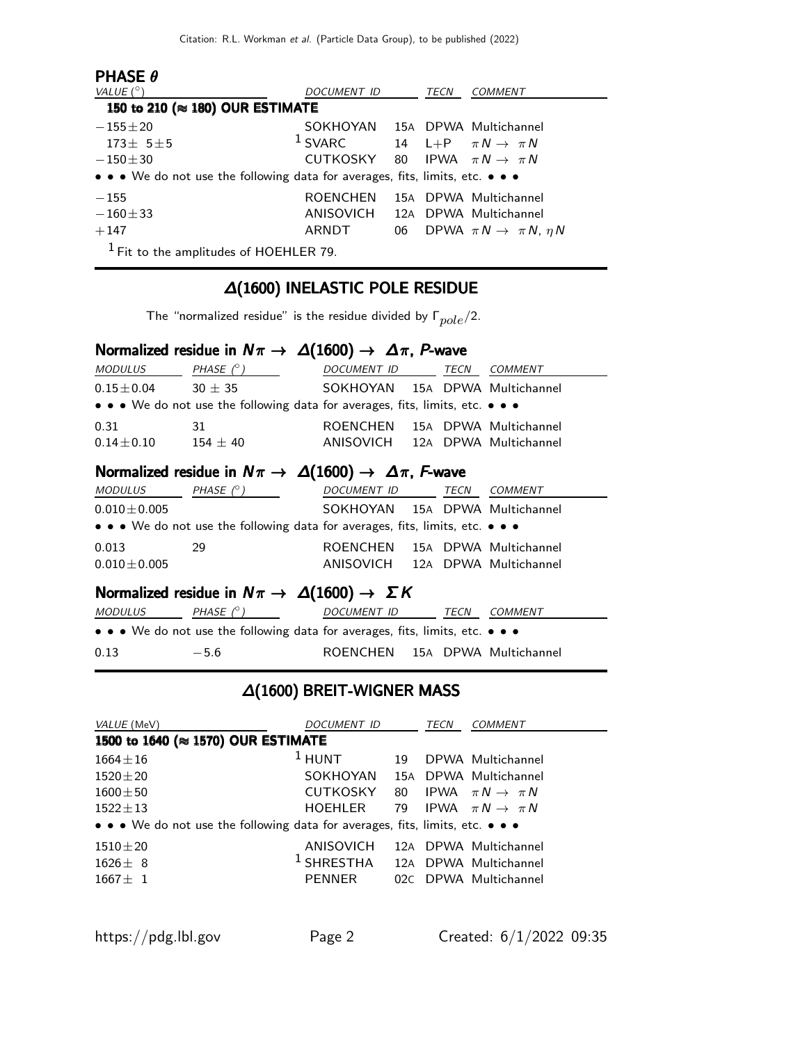### PHASE $\theta$

| VALUE (°) | DOCUMENT ID | | TECN | COMMENT |
|---|---|---|---|---|
| **150 to 210 (≈ 180) OUR ESTIMATE** | | | | |
| $-155\pm20$ | SOKHOYAN | 15A | DPWA | Multichannel |
| $173\pm\ 5\pm5$ | [1] SVARC | 14 | L+P | $\pi N \to \pi N$ |
| $-150\pm30$ | CUTKOSKY | 80 | IPWA | $\pi N \to \pi N$ |
| • • • We do not use the following data for averages, fits, limits, etc. • • • | | | | |
| $-155$ | ROENCHEN | 15A | DPWA | Multichannel |
| $-160\pm33$ | ANISOVICH | 12A | DPWA | Multichannel |
| $+147$ | ARNDT | 06 | DPWA | $\pi N \to \pi N, \eta N$ |

[1] Fit to the amplitudes of HOEHLER 79.

## $\Delta$(1600) INELASTIC POLE RESIDUE

The "normalized residue" is the residue divided by $\Gamma_{pole}/2$.

### Normalized residue in $N\pi \to \Delta(1600) \to \Delta\pi$, $P$-wave

| MODULUS | PHASE (°) | DOCUMENT ID | | TECN | COMMENT |
|---|---|---|---|---|---|
| $0.15\pm0.04$ | $30\pm35$ | SOKHOYAN | 15A | DPWA | Multichannel |
| • • • We do not use the following data for averages, fits, limits, etc. • • • | | | | | |
| 0.31 | 31 | ROENCHEN | 15A | DPWA | Multichannel |
| $0.14\pm0.10$ | $154\pm40$ | ANISOVICH | 12A | DPWA | Multichannel |

### Normalized residue in $N\pi \to \Delta(1600) \to \Delta\pi$, $F$-wave

| MODULUS | PHASE (°) | DOCUMENT ID | | TECN | COMMENT |
|---|---|---|---|---|---|
| $0.010\pm0.005$ | | SOKHOYAN | 15A | DPWA | Multichannel |
| • • • We do not use the following data for averages, fits, limits, etc. • • • | | | | | |
| 0.013 | 29 | ROENCHEN | 15A | DPWA | Multichannel |
| $0.010\pm0.005$ | | ANISOVICH | 12A | DPWA | Multichannel |

### Normalized residue in $N\pi \to \Delta(1600) \to \Sigma K$

| MODULUS | PHASE (°) | DOCUMENT ID | | TECN | COMMENT |
|---|---|---|---|---|---|
| • • • We do not use the following data for averages, fits, limits, etc. • • • | | | | | |
| 0.13 | $-5.6$ | ROENCHEN | 15A | DPWA | Multichannel |

## $\Delta$(1600) BREIT-WIGNER MASS

| VALUE (MeV) | DOCUMENT ID | | TECN | COMMENT |
|---|---|---|---|---|
| **1500 to 1640 (≈ 1570) OUR ESTIMATE** | | | | |
| $1664\pm16$ | [1] HUNT | 19 | DPWA | Multichannel |
| $1520\pm20$ | SOKHOYAN | 15A | DPWA | Multichannel |
| $1600\pm50$ | CUTKOSKY | 80 | IPWA | $\pi N \to \pi N$ |
| $1522\pm13$ | HOEHLER | 79 | IPWA | $\pi N \to \pi N$ |
| • • • We do not use the following data for averages, fits, limits, etc. • • • | | | | |
| $1510\pm20$ | ANISOVICH | 12A | DPWA | Multichannel |
| $1626\pm\ 8$ | [1] SHRESTHA | 12A | DPWA | Multichannel |
| $1667\pm\ 1$ | PENNER | 02C | DPWA | Multichannel |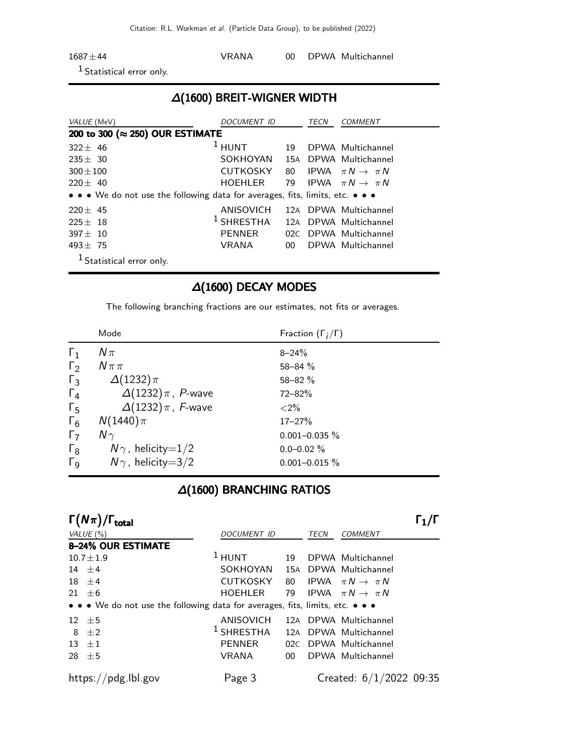| | | | | |
|---|---|---|---|---|
| 1687±44 | VRANA | 00 | DPWA | Multichannel |

[1] Statistical error only.

## Δ(1600) BREIT-WIGNER WIDTH

| VALUE (MeV) | DOCUMENT ID | | TECN | COMMENT |
|---|---|---|---|---|
| **200 to 300 (≈ 250) OUR ESTIMATE** | | | | |
| 322± 46 | [1] HUNT | 19 | DPWA | Multichannel |
| 235± 30 | SOKHOYAN | 15A | DPWA | Multichannel |
| 300±100 | CUTKOSKY | 80 | IPWA | $\pi N \to \pi N$ |
| 220± 40 | HOEHLER | 79 | IPWA | $\pi N \to \pi N$ |
| • • • We do not use the following data for averages, fits, limits, etc. • • • | | | | |
| 220± 45 | ANISOVICH | 12A | DPWA | Multichannel |
| 225± 18 | [1] SHRESTHA | 12A | DPWA | Multichannel |
| 397± 10 | PENNER | 02C | DPWA | Multichannel |
| 493± 75 | VRANA | 00 | DPWA | Multichannel |

[1] Statistical error only.

## Δ(1600) DECAY MODES

The following branching fractions are our estimates, not fits or averages.

| | Mode | Fraction ($\Gamma_i/\Gamma$) |
|---|---|---|
| $\Gamma_1$ | $N\pi$ | 8–24% |
| $\Gamma_2$ | $N\pi\pi$ | 58–84 % |
| $\Gamma_3$ | $\Delta(1232)\pi$ | 58–82 % |
| $\Gamma_4$ | $\Delta(1232)\pi$, *P*-wave | 72–82% |
| $\Gamma_5$ | $\Delta(1232)\pi$, *F*-wave | <2% |
| $\Gamma_6$ | $N(1440)\pi$ | 17–27% |
| $\Gamma_7$ | $N\gamma$ | 0.001–0.035 % |
| $\Gamma_8$ | $N\gamma$, helicity=1/2 | 0.0–0.02 % |
| $\Gamma_9$ | $N\gamma$, helicity=3/2 | 0.001–0.015 % |

## Δ(1600) BRANCHING RATIOS

### $\Gamma(N\pi)/\Gamma_{\text{total}}$ $\qquad\qquad$ $\Gamma_1/\Gamma$

| VALUE (%) | DOCUMENT ID | | TECN | COMMENT |
|---|---|---|---|---|
| **8–24% OUR ESTIMATE** | | | | |
| 10.7±1.9 | [1] HUNT | 19 | DPWA | Multichannel |
| 14 ±4 | SOKHOYAN | 15A | DPWA | Multichannel |
| 18 ±4 | CUTKOSKY | 80 | IPWA | $\pi N \to \pi N$ |
| 21 ±6 | HOEHLER | 79 | IPWA | $\pi N \to \pi N$ |
| • • • We do not use the following data for averages, fits, limits, etc. • • • | | | | |
| 12 ±5 | ANISOVICH | 12A | DPWA | Multichannel |
| 8 ±2 | [1] SHRESTHA | 12A | DPWA | Multichannel |
| 13 ±1 | PENNER | 02C | DPWA | Multichannel |
| 28 ±5 | VRANA | 00 | DPWA | Multichannel |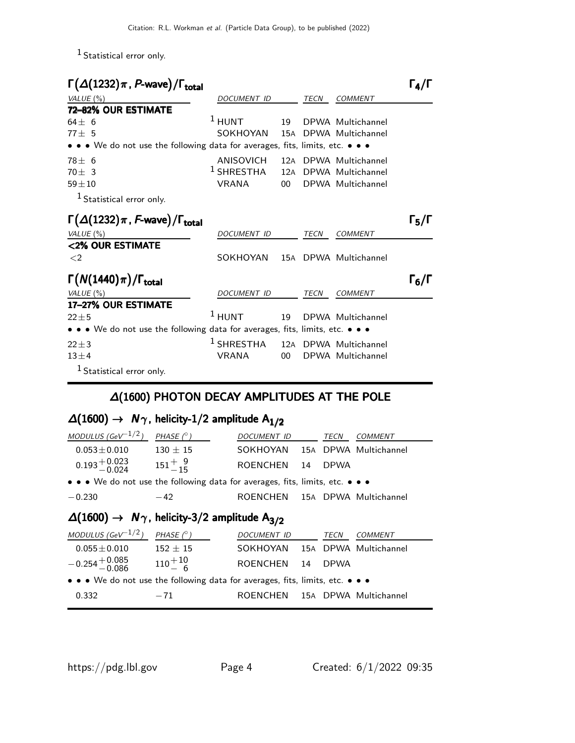[1] Statistical error only.

### $\Gamma(\Delta(1232)\pi$, $P$-wave$)/\Gamma_{total}$ $\Gamma_4/\Gamma$

| VALUE (%) | DOCUMENT ID | | TECN | COMMENT |
|---|---|---|---|---|
| **72–82% OUR ESTIMATE** | | | | |
| $64\pm 6$ | [1] HUNT | 19 | DPWA | Multichannel |
| $77\pm 5$ | SOKHOYAN | 15A | DPWA | Multichannel |
| • • • We do not use the following data for averages, fits, limits, etc. • • • | | | | |
| $78\pm 6$ | ANISOVICH | 12A | DPWA | Multichannel |
| $70\pm 3$ | [1] SHRESTHA | 12A | DPWA | Multichannel |
| $59\pm10$ | VRANA | 00 | DPWA | Multichannel |

[1] Statistical error only.

### $\Gamma(\Delta(1232)\pi$, $F$-wave$)/\Gamma_{total}$ $\Gamma_5/\Gamma$

| VALUE (%) | DOCUMENT ID | | TECN | COMMENT |
|---|---|---|---|---|
| **<2% OUR ESTIMATE** | | | | |
| $<2$ | SOKHOYAN | 15A | DPWA | Multichannel |

### $\Gamma(N(1440)\pi)/\Gamma_{total}$ $\Gamma_6/\Gamma$

| VALUE (%) | DOCUMENT ID | | TECN | COMMENT |
|---|---|---|---|---|
| **17–27% OUR ESTIMATE** | | | | |
| $22\pm5$ | [1] HUNT | 19 | DPWA | Multichannel |
| • • • We do not use the following data for averages, fits, limits, etc. • • • | | | | |
| $22\pm3$ | [1] SHRESTHA | 12A | DPWA | Multichannel |
| $13\pm4$ | VRANA | 00 | DPWA | Multichannel |

[1] Statistical error only.

## $\Delta(1600)$ PHOTON DECAY AMPLITUDES AT THE POLE

### $\Delta(1600) \to N\gamma$, helicity-1/2 amplitude $A_{1/2}$

| MODULUS (GeV$^{-1/2}$) | PHASE (°) | DOCUMENT ID | | TECN | COMMENT |
|---|---|---|---|---|---|
| $0.053\pm0.010$ | $130\pm15$ | SOKHOYAN | 15A | DPWA | Multichannel |
| $0.193^{+0.023}_{-0.024}$ | $151^{+9}_{-15}$ | ROENCHEN | 14 | DPWA | |
| • • • We do not use the following data for averages, fits, limits, etc. • • • | | | | | |
| $-0.230$ | $-42$ | ROENCHEN | 15A | DPWA | Multichannel |

### $\Delta(1600) \to N\gamma$, helicity-3/2 amplitude $A_{3/2}$

| MODULUS (GeV$^{-1/2}$) | PHASE (°) | DOCUMENT ID | | TECN | COMMENT |
|---|---|---|---|---|---|
| $0.055\pm0.010$ | $152\pm15$ | SOKHOYAN | 15A | DPWA | Multichannel |
| $-0.254^{+0.085}_{-0.086}$ | $110^{+10}_{-6}$ | ROENCHEN | 14 | DPWA | |
| • • • We do not use the following data for averages, fits, limits, etc. • • • | | | | | |
| $0.332$ | $-71$ | ROENCHEN | 15A | DPWA | Multichannel |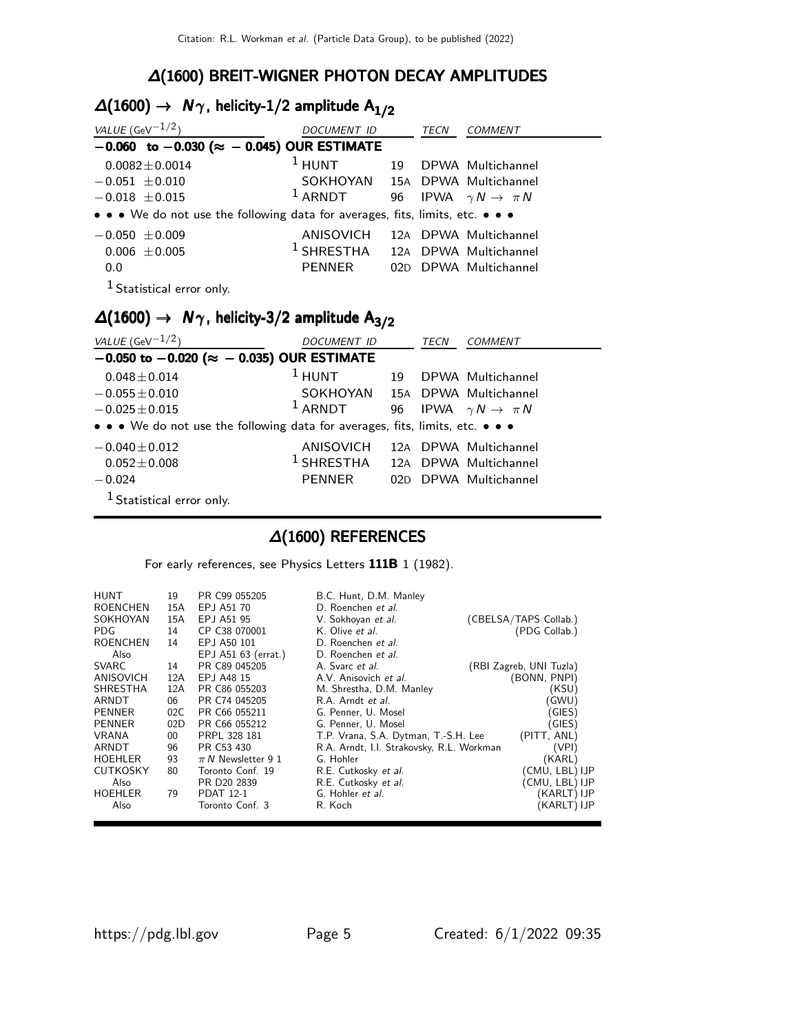## Δ(1600) BREIT-WIGNER PHOTON DECAY AMPLITUDES

### Δ(1600) → $N\gamma$, helicity-1/2 amplitude $A_{1/2}$

| VALUE (GeV$^{-1/2}$) | DOCUMENT ID | | TECN | COMMENT |
|---|---|---|---|---|
| **−0.060 to −0.030 (≈ − 0.045) OUR ESTIMATE** | | | | |
| 0.0082±0.0014 | [1] HUNT | 19 | DPWA | Multichannel |
| −0.051 ±0.010 | SOKHOYAN | 15A | DPWA | Multichannel |
| −0.018 ±0.015 | [1] ARNDT | 96 | IPWA | $\gamma N \to \pi N$ |
| • • • We do not use the following data for averages, fits, limits, etc. • • • | | | | |
| −0.050 ±0.009 | ANISOVICH | 12A | DPWA | Multichannel |
| 0.006 ±0.005 | [1] SHRESTHA | 12A | DPWA | Multichannel |
| 0.0 | PENNER | 02D | DPWA | Multichannel |

[1] Statistical error only.

### Δ(1600) → $N\gamma$, helicity-3/2 amplitude $A_{3/2}$

| VALUE (GeV$^{-1/2}$) | DOCUMENT ID | | TECN | COMMENT |
|---|---|---|---|---|
| **−0.050 to −0.020 (≈ − 0.035) OUR ESTIMATE** | | | | |
| 0.048±0.014 | [1] HUNT | 19 | DPWA | Multichannel |
| −0.055±0.010 | SOKHOYAN | 15A | DPWA | Multichannel |
| −0.025±0.015 | [1] ARNDT | 96 | IPWA | $\gamma N \to \pi N$ |
| • • • We do not use the following data for averages, fits, limits, etc. • • • | | | | |
| −0.040±0.012 | ANISOVICH | 12A | DPWA | Multichannel |
| 0.052±0.008 | [1] SHRESTHA | 12A | DPWA | Multichannel |
| −0.024 | PENNER | 02D | DPWA | Multichannel |

[1] Statistical error only.

## Δ(1600) REFERENCES

For early references, see Physics Letters **111B** 1 (1982).

| | | | | |
|---|---|---|---|---|
| HUNT | 19 | PR C99 055205 | B.C. Hunt, D.M. Manley | |
| ROENCHEN | 15A | EPJ A51 70 | D. Roenchen *et al.* | |
| SOKHOYAN | 15A | EPJ A51 95 | V. Sokhoyan *et al.* | (CBELSA/TAPS Collab.) |
| PDG | 14 | CP C38 070001 | K. Olive *et al.* | (PDG Collab.) |
| ROENCHEN | 14 | EPJ A50 101 | D. Roenchen *et al.* | |
| Also | | EPJ A51 63 (errat.) | D. Roenchen *et al.* | |
| SVARC | 14 | PR C89 045205 | A. Svarc *et al.* | (RBI Zagreb, UNI Tuzla) |
| ANISOVICH | 12A | EPJ A48 15 | A.V. Anisovich *et al.* | (BONN, PNPI) |
| SHRESTHA | 12A | PR C86 055203 | M. Shrestha, D.M. Manley | (KSU) |
| ARNDT | 06 | PR C74 045205 | R.A. Arndt *et al.* | (GWU) |
| PENNER | 02C | PR C66 055211 | G. Penner, U. Mosel | (GIES) |
| PENNER | 02D | PR C66 055212 | G. Penner, U. Mosel | (GIES) |
| VRANA | 00 | PRPL 328 181 | T.P. Vrana, S.A. Dytman, T.-S.H. Lee | (PITT, ANL) |
| ARNDT | 96 | PR C53 430 | R.A. Arndt, I.I. Strakovsky, R.L. Workman | (VPI) |
| HOEHLER | 93 | $\pi N$ Newsletter 9 1 | G. Hohler | (KARL) |
| CUTKOSKY | 80 | Toronto Conf. 19 | R.E. Cutkosky *et al.* | (CMU, LBL) IJP |
| Also | | PR D20 2839 | R.E. Cutkosky *et al.* | (CMU, LBL) IJP |
| HOEHLER | 79 | PDAT 12-1 | G. Hohler *et al.* | (KARLT) IJP |
| Also | | Toronto Conf. 3 | R. Koch | (KARLT) IJP |